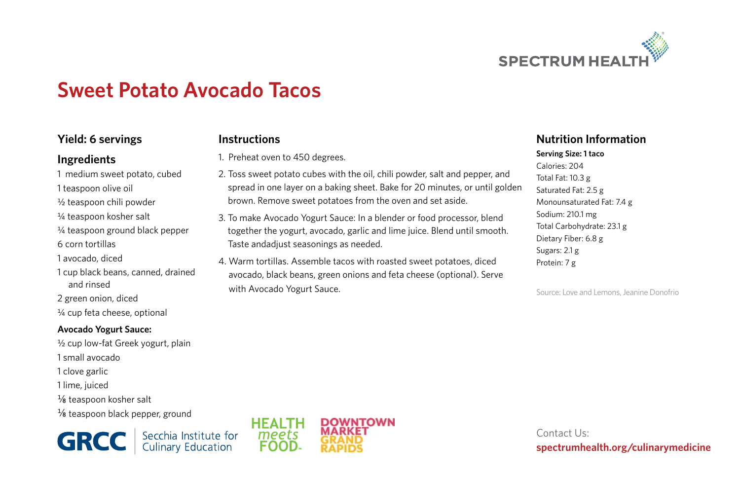SPECTRUM HEALTH

# Sweet Potato Avocado Tacos

## Yield: 6 servings

## Ingredients

1 medium sweet potato, cubed
1 teaspoon olive oil
½ teaspoon chili powder
¼ teaspoon kosher salt
¼ teaspoon ground black pepper
6 corn tortillas
1 avocado, diced
1 cup black beans, canned, drained and rinsed
2 green onion, diced
¼ cup feta cheese, optional

**Avocado Yogurt Sauce:**

½ cup low-fat Greek yogurt, plain
1 small avocado
1 clove garlic
1 lime, juiced
⅛ teaspoon kosher salt
⅛ teaspoon black pepper, ground

## Instructions

1. Preheat oven to 450 degrees.
2. Toss sweet potato cubes with the oil, chili powder, salt and pepper, and spread in one layer on a baking sheet. Bake for 20 minutes, or until golden brown. Remove sweet potatoes from the oven and set aside.
3. To make Avocado Yogurt Sauce: In a blender or food processor, blend together the yogurt, avocado, garlic and lime juice. Blend until smooth. Taste andadjust seasonings as needed.
4. Warm tortillas. Assemble tacos with roasted sweet potatoes, diced avocado, black beans, green onions and feta cheese (optional). Serve with Avocado Yogurt Sauce.

## Nutrition Information

**Serving Size: 1 taco**
Calories: 204
Total Fat: 10.3 g
Saturated Fat: 2.5 g
Monounsaturated Fat: 7.4 g
Sodium: 210.1 mg
Total Carbohydrate: 23.1 g
Dietary Fiber: 6.8 g
Sugars: 2.1 g
Protein: 7 g

Source: Love and Lemons, Jeanine Donofrio

GRCC | Secchia Institute for Culinary Education

HEALTH meets FOOD

DOWNTOWN MARKET GRAND RAPIDS

Contact Us:
**spectrumhealth.org/culinarymedicine**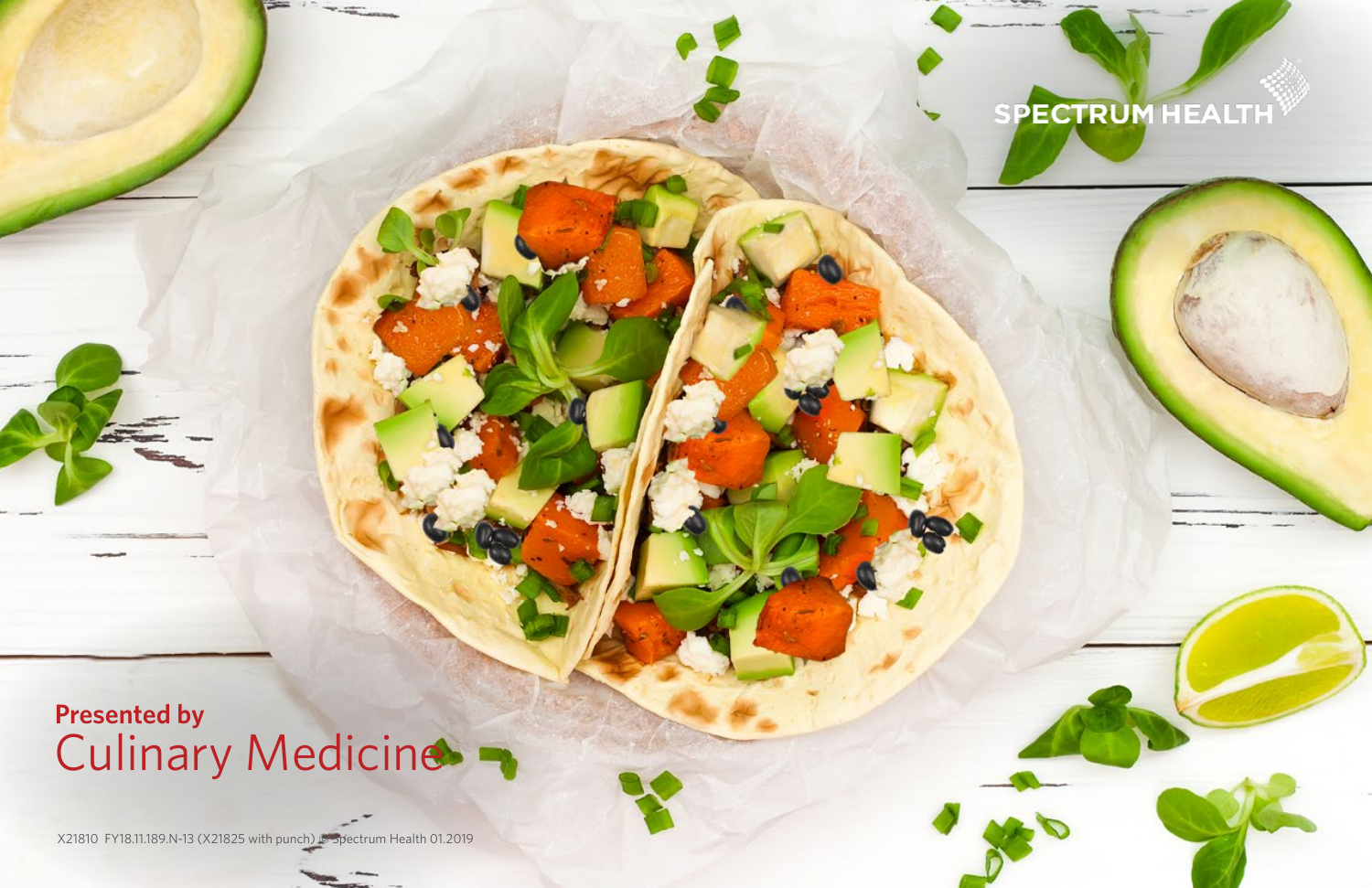SPECTRUM HEALTH

**Presented by**
Culinary Medicine

X21810 FY18.11.189.N-13 (X21825 with punch) © Spectrum Health 01.2019